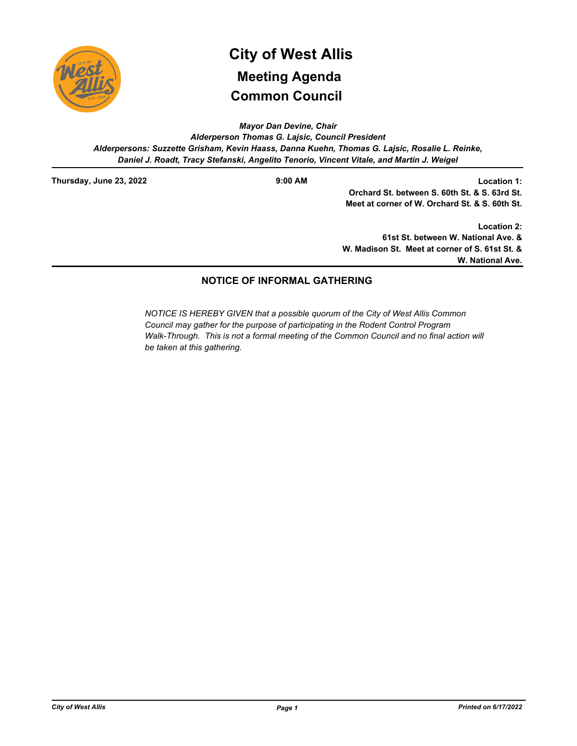# City of West Allis

## Meeting Agenda

## Common Council

*Mayor Dan Devine, Chair*

*Alderperson Thomas G. Lajsic, Council President*

*Alderpersons: Suzzette Grisham, Kevin Haass, Danna Kuehn, Thomas G. Lajsic, Rosalie L. Reinke, Daniel J. Roadt, Tracy Stefanski, Angelito Tenorio, Vincent Vitale, and Martin J. Weigel*

---

**Thursday, June 23, 2022** **9:00 AM**

**Location 1:**
**Orchard St. between S. 60th St. & S. 63rd St.**
**Meet at corner of W. Orchard St. & S. 60th St.**

**Location 2:**
**61st St. between W. National Ave. & W. Madison St. Meet at corner of S. 61st St. & W. National Ave.**

---

### NOTICE OF INFORMAL GATHERING

*NOTICE IS HEREBY GIVEN that a possible quorum of the City of West Allis Common Council may gather for the purpose of participating in the Rodent Control Program Walk-Through. This is not a formal meeting of the Common Council and no final action will be taken at this gathering.*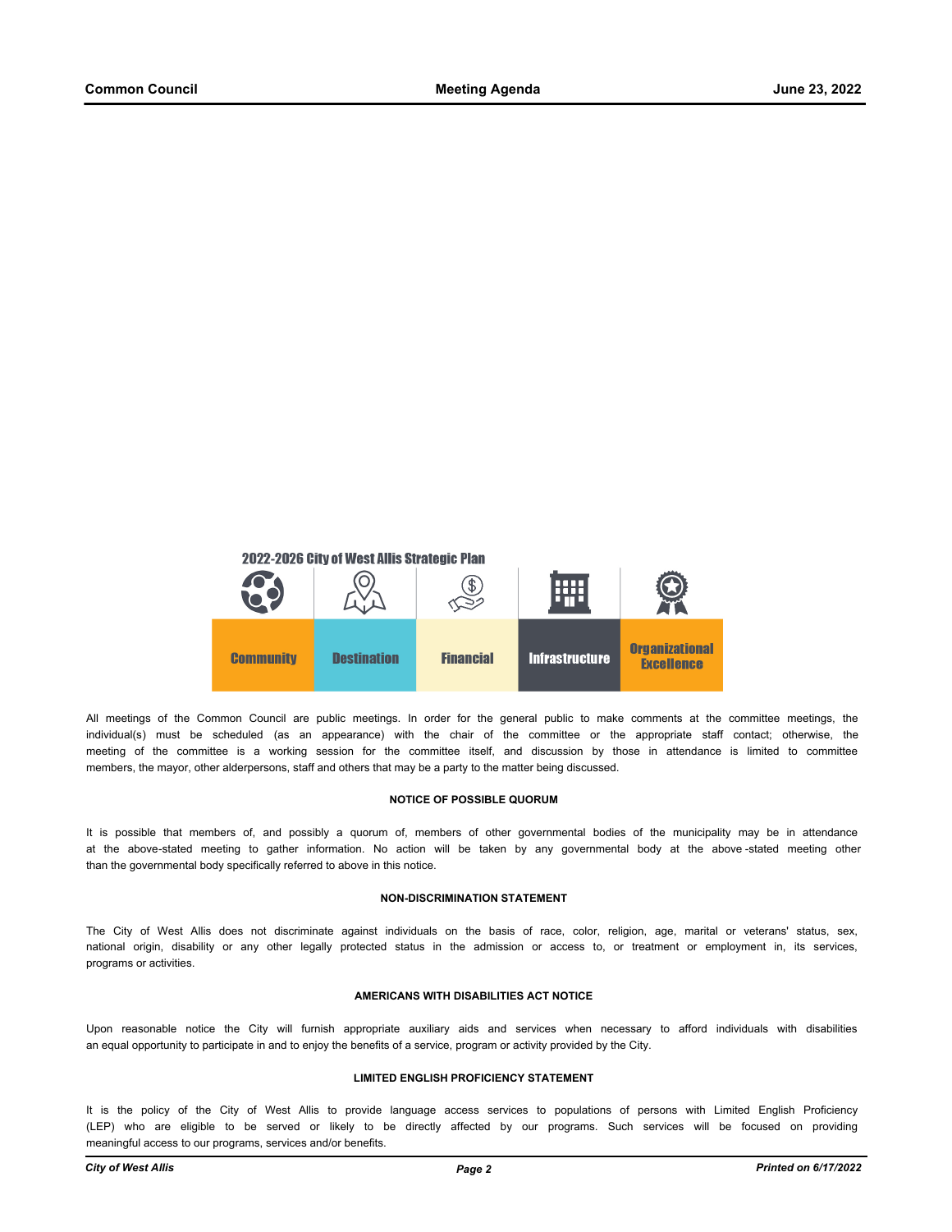2022-2026 City of West Allis Strategic Plan

Community | Destination | Financial | Infrastructure | Organizational Excellence

All meetings of the Common Council are public meetings. In order for the general public to make comments at the committee meetings, the individual(s) must be scheduled (as an appearance) with the chair of the committee or the appropriate staff contact; otherwise, the meeting of the committee is a working session for the committee itself, and discussion by those in attendance is limited to committee members, the mayor, other alderpersons, staff and others that may be a party to the matter being discussed.

**NOTICE OF POSSIBLE QUORUM**

It is possible that members of, and possibly a quorum of, members of other governmental bodies of the municipality may be in attendance at the above-stated meeting to gather information. No action will be taken by any governmental body at the above-stated meeting other than the governmental body specifically referred to above in this notice.

**NON-DISCRIMINATION STATEMENT**

The City of West Allis does not discriminate against individuals on the basis of race, color, religion, age, marital or veterans' status, sex, national origin, disability or any other legally protected status in the admission or access to, or treatment or employment in, its services, programs or activities.

**AMERICANS WITH DISABILITIES ACT NOTICE**

Upon reasonable notice the City will furnish appropriate auxiliary aids and services when necessary to afford individuals with disabilities an equal opportunity to participate in and to enjoy the benefits of a service, program or activity provided by the City.

**LIMITED ENGLISH PROFICIENCY STATEMENT**

It is the policy of the City of West Allis to provide language access services to populations of persons with Limited English Proficiency (LEP) who are eligible to be served or likely to be directly affected by our programs. Such services will be focused on providing meaningful access to our programs, services and/or benefits.